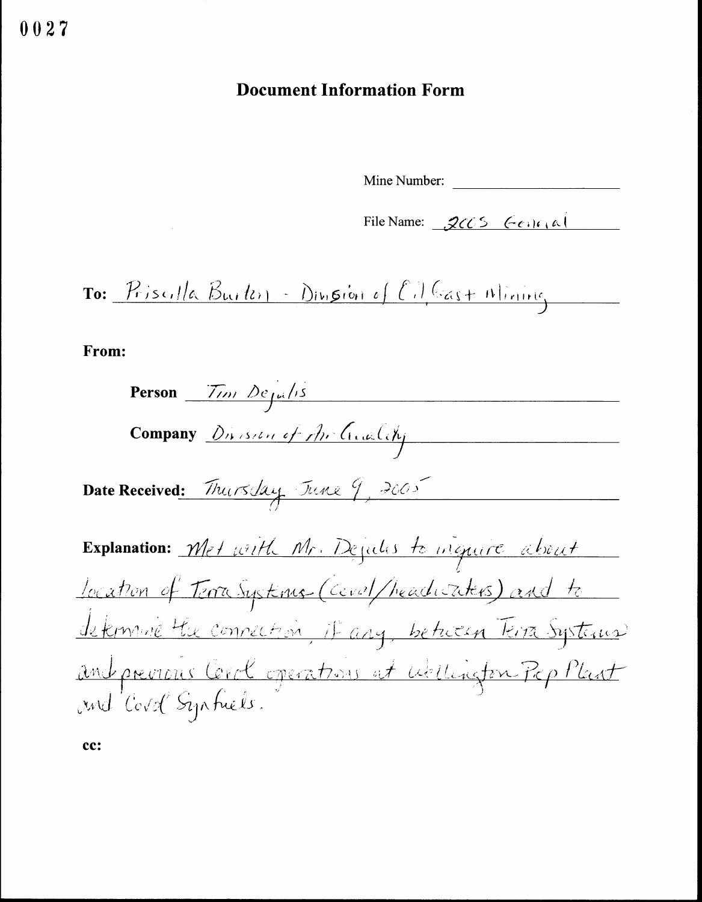0027

# Document Information Form

Mine Number: ____________________

File Name: 2005 General

**To:** Priscilla Burton - Division of Oil Gas + Mining

**From:**

**Person** Tim Dejulis

**Company** Division of Air Quality

**Date Received:** Thursday June 9, 2005

**Explanation:** Met with Mr. Dejulis to inquire about location of Terra Systems (Covol/headwaters) and to determine the connection, if any, between Terra Systems and previous Covol operations at Wellington Prep Plant and Covol Synfuels.

**cc:**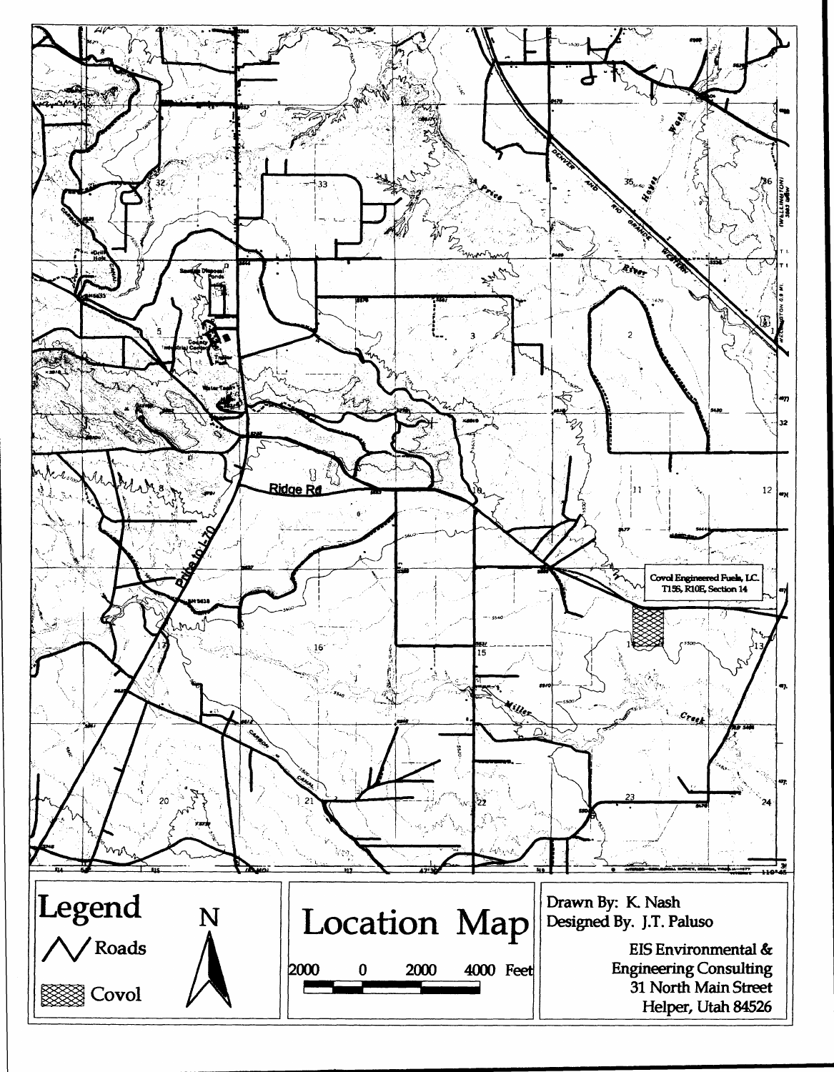Covol Engineered Fuels, LC.
T15S, R10E, Section 14

# Legend

Roads

Covol

N

# Location Map

2000 0 2000 4000 Feet

Drawn By: K. Nash
Designed By. J.T. Paluso

EIS Environmental &
Engineering Consulting
31 North Main Street
Helper, Utah 84526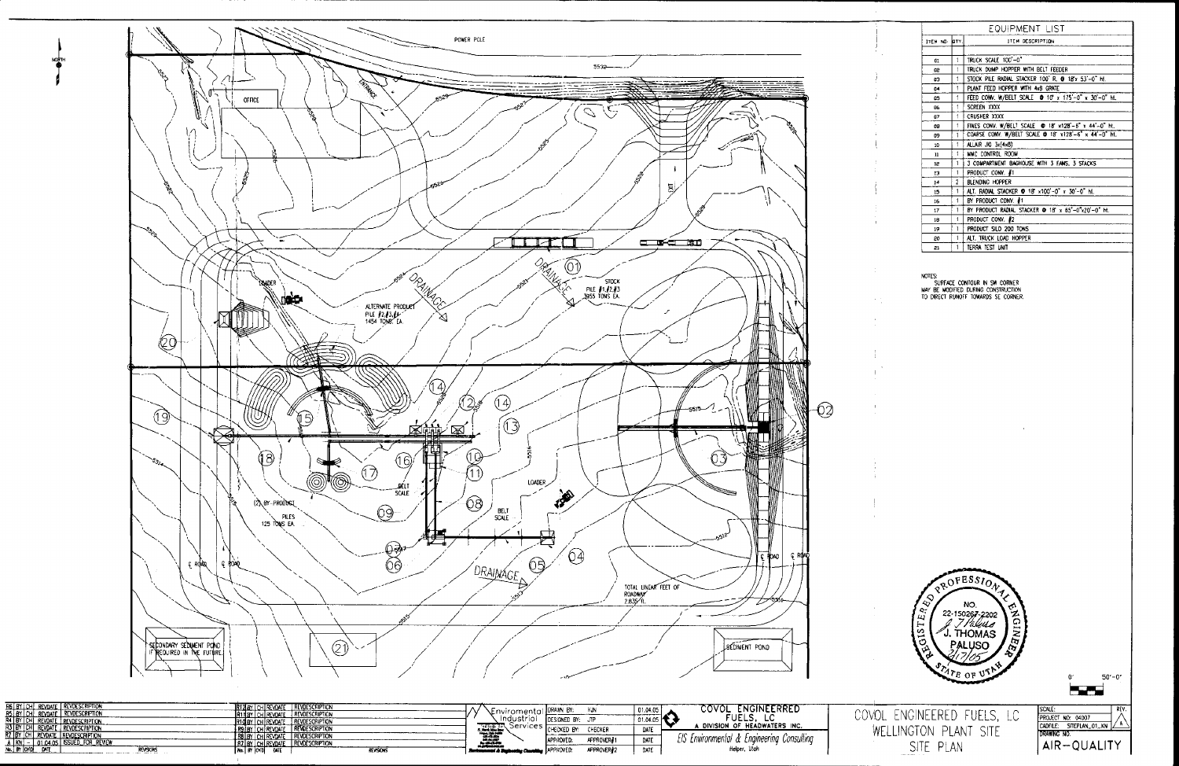## EQUIPMENT LIST

| ITEM NO. | QTY. | ITEM DESCRIPTION |
|---|---|---|
| 01 | 1 | TRUCK SCALE 100'-0" |
| 02 | 1 | TRUCK DUMP HOPPER WITH BELT FEEDER |
| 03 | 1 | STOCK PILE RADIAL STACKER 100' R. @ 18"x 53'-0" ht. |
| 04 | 1 | PLANT FEED HOPPER WITH 4x8 GRATE |
| 05 | 1 | FEED CONV. W/BELT SCALE @ 10' x 175'-0" x 30'-0" ht. |
| 06 | 1 | SCREEN XXXX |
| 07 | 1 | CRUSHER XXXX |
| 08 | 1 | FINES CONV. W/BELT SCALE @ 18' x128'-6" x 44'-0" ht. |
| 09 | 1 | COARSE CONV W/BELT SCALE @ 18' x128'-6" x 44'-0" ht. |
| 10 | 1 | ALLAIR JIG 3x(4x8) |
| 11 | 1 | MMC CONTROL ROOM |
| 12 | 1 | 3 COMPARTMENT BAGHOUSE WITH 3 FANS, 3 STACKS |
| 13 | 1 | PRODUCT CONV. #1 |
| 14 | 2 | BLENDING HOPPER |
| 15 | 1 | ALT. RADIAL STACKER @ 18' x100'-0" x 30'-0" ht. |
| 16 | 1 | BY PRODUCT CONV. #1 |
| 17 | 1 | BY PRODUCT RADIAL STACKER @ 18' x 65'-0"x20'-0" ht. |
| 18 | 1 | PRODUCT CONV. #2 |
| 19 | 1 | PRODUCT SILO 200 TONS |
| 20 | 1 | ALT. TRUCK LOAD HOPPER |
| 21 | 1 | TERRA TEST UNIT |

NOTES:
SURFACE CONTOUR IN SW CORNER MAY BE MODIFIED DURING CONSTRUCTION TO DIRECT RUNOFF TOWARDS SE CORNER.

NORTH

POWER POLE

OFFICE

ENTRANCE

EXIT

LOADER

ALTERNATE PRODUCT PILE #2,#3,#4 1454 TONS. EA.

DRAINAGE

STOCK PILE #1,#2,#3 3955 TONS EA.

BELT SCALE

(2) BY-PRODUCT PILES 125 TONS EA.

LOADER

℄ ROAD

TOTAL LINEAR FEET OF ROADWAY 2,835 ft.

SECONDARY SEDIMENT POND IF REQUIRED IN THE FUTURE.

SEDIMENT POND

5590 5585 5580 5575 5570 5565 5560 5555 5550 5545 5540 5535 5530 5525 5520 5515 5510 5505

REGISTERED PROFESSIONAL ENGINEER
NO. 22-150267-2202
J. THOMAS PALUSO
2/17/05
STATE OF UTAH

0' 50'-0"

| No. | BY | CHD | DATE | REVISIONS |
|---|---|---|---|---|
| R6 | BY | CH | REVDATE | REVDESCRIPTION |
| R5 | BY | CH | REVDATE | REVDESCRIPTION |
| R4 | BY | CH | REVDATE | REVDESCRIPTION |
| R3 | BY | CH | REVDATE | REVDESCRIPTION |
| R2 | BY | CH | REVDATE | REVDESCRIPTION |
| A | KN | - | 01.04.05 | ISSUED FOR REVIEW |

| No. | BY | CHD | DATE | REVISIONS |
|---|---|---|---|---|
| R12 | BY | CH | REVDATE | REVDESCRIPTION |
| R11 | BY | CH | REVDATE | REVDESCRIPTION |
| R10 | BY | CH | REVDATE | REVDESCRIPTION |
| R9 | BY | CH | REVDATE | REVDESCRIPTION |
| R8 | BY | CH | REVDATE | REVDESCRIPTION |
| R7 | BY | CH | REVDATE | REVDESCRIPTION |

Environmental Industrial Services
Environmental & Engineering Consulting

| | | |
|---|---|---|
| DRAWN BY: | KJN | 01.04.05 |
| DESIGNED BY: | JTP | 01.04.05 |
| CHECKED BY: | CHECKER | DATE |
| APPROVED: | APPROVER#1 | DATE |
| APPROVED: | APPROVER#2 | DATE |

COVOL ENGINEERRED FUELS, LC
A DIVISION OF HEADWATERS INC.

EIS Environmental & Engineering Consulting
Helper, Utah

COVOL ENGINEERED FUELS, LC
WELLINGTON PLANT SITE
SITE PLAN

SCALE:
PROJECT NO: 04007
CADFILE: SITEPLAN_01_KN
DRAWING NO:
AIR-QUALITY
REV: A